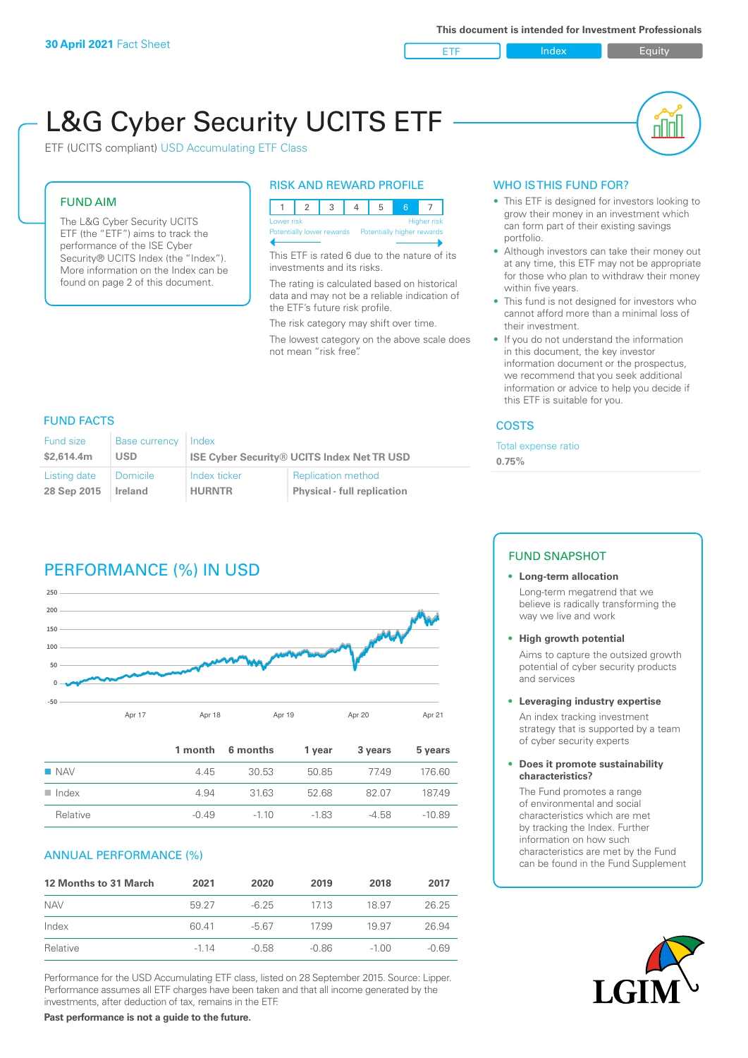This document is intended for Investment Professionals

**30 April 2021** Fact Sheet

ETF | Index | Equity

# L&G Cyber Security UCITS ETF

ETF (UCITS compliant) USD Accumulating ETF Class

## FUND AIM

The L&G Cyber Security UCITS ETF (the "ETF") aims to track the performance of the ISE Cyber Security® UCITS Index (the "Index"). More information on the Index can be found on page 2 of this document.

## RISK AND REWARD PROFILE

| 1 | 2 | 3 | 4 | 5 | 6 | 7 |
|---|---|---|---|---|---|---|

Lower risk — Higher risk
Potentially lower rewards — Potentially higher rewards

This ETF is rated 6 due to the nature of its investments and its risks.

The rating is calculated based on historical data and may not be a reliable indication of the ETF's future risk profile.

The risk category may shift over time.

The lowest category on the above scale does not mean "risk free".

## WHO IS THIS FUND FOR?

- This ETF is designed for investors looking to grow their money in an investment which can form part of their existing savings portfolio.
- Although investors can take their money out at any time, this ETF may not be appropriate for those who plan to withdraw their money within five years.
- This fund is not designed for investors who cannot afford more than a minimal loss of their investment.
- If you do not understand the information in this document, the key investor information document or the prospectus, we recommend that you seek additional information or advice to help you decide if this ETF is suitable for you.

## FUND FACTS

| Fund size | Base currency | Index | |
|---|---|---|---|
| **$2,614.4m** | **USD** | **ISE Cyber Security® UCITS Index Net TR USD** | |
| **Listing date** | **Domicile** | **Index ticker** | **Replication method** |
| **28 Sep 2015** | **Ireland** | **HURNTR** | **Physical - full replication** |

## COSTS

Total expense ratio

**0.75%**

## PERFORMANCE (%) IN USD

| | 1 month | 6 months | 1 year | 3 years | 5 years |
|---|---|---|---|---|---|
| NAV | 4.45 | 30.53 | 50.85 | 77.49 | 176.60 |
| Index | 4.94 | 31.63 | 52.68 | 82.07 | 187.49 |
| Relative | -0.49 | -1.10 | -1.83 | -4.58 | -10.89 |

## ANNUAL PERFORMANCE (%)

| 12 Months to 31 March | 2021 | 2020 | 2019 | 2018 | 2017 |
|---|---|---|---|---|---|
| NAV | 59.27 | -6.25 | 17.13 | 18.97 | 26.25 |
| Index | 60.41 | -5.67 | 17.99 | 19.97 | 26.94 |
| Relative | -1.14 | -0.58 | -0.86 | -1.00 | -0.69 |

Performance for the USD Accumulating ETF class, listed on 28 September 2015. Source: Lipper. Performance assumes all ETF charges have been taken and that all income generated by the investments, after deduction of tax, remains in the ETF.

**Past performance is not a guide to the future.**

## FUND SNAPSHOT

- **Long-term allocation**
  Long-term megatrend that we believe is radically transforming the way we live and work
- **High growth potential**
  Aims to capture the outsized growth potential of cyber security products and services
- **Leveraging industry expertise**
  An index tracking investment strategy that is supported by a team of cyber security experts
- **Does it promote sustainability characteristics?**
  The Fund promotes a range of environmental and social characteristics which are met by tracking the Index. Further information on how such characteristics are met by the Fund can be found in the Fund Supplement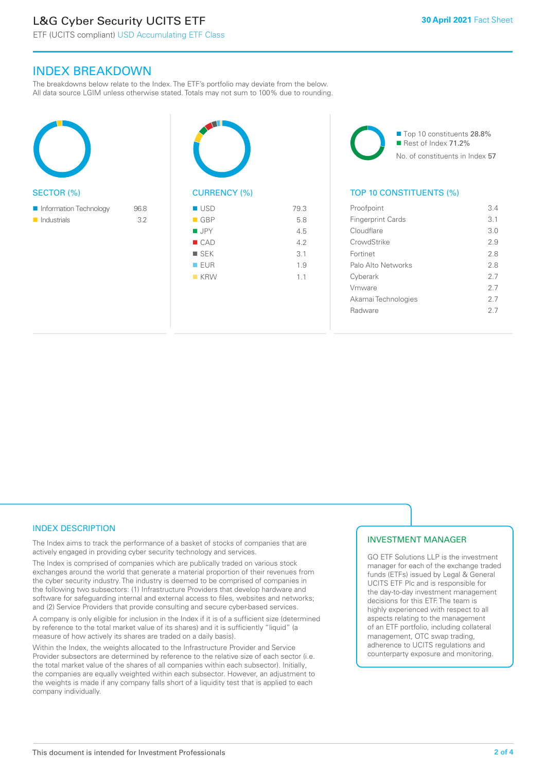## INDEX BREAKDOWN

The breakdowns below relate to the Index. The ETF's portfolio may deviate from the below. All data source LGIM unless otherwise stated. Totals may not sum to 100% due to rounding.

### SECTOR (%)

| Sector | % |
|---|---|
| Information Technology | 96.8 |
| Industrials | 3.2 |

### CURRENCY (%)

| Currency | % |
|---|---|
| USD | 79.3 |
| GBP | 5.8 |
| JPY | 4.5 |
| CAD | 4.2 |
| SEK | 3.1 |
| EUR | 1.9 |
| KRW | 1.1 |

Top 10 constituents 28.8%
Rest of Index 71.2%
No. of constituents in Index 57

### TOP 10 CONSTITUENTS (%)

| Constituent | % |
|---|---|
| Proofpoint | 3.4 |
| Fingerprint Cards | 3.1 |
| Cloudflare | 3.0 |
| CrowdStrike | 2.9 |
| Fortinet | 2.8 |
| Palo Alto Networks | 2.8 |
| Cyberark | 2.7 |
| Vmware | 2.7 |
| Akamai Technologies | 2.7 |
| Radware | 2.7 |

## INDEX DESCRIPTION

The Index aims to track the performance of a basket of stocks of companies that are actively engaged in providing cyber security technology and services.

The Index is comprised of companies which are publically traded on various stock exchanges around the world that generate a material proportion of their revenues from the cyber security industry. The industry is deemed to be comprised of companies in the following two subsectors: (1) Infrastructure Providers that develop hardware and software for safeguarding internal and external access to files, websites and networks; and (2) Service Providers that provide consulting and secure cyber-based services.

A company is only eligible for inclusion in the Index if it is of a sufficient size (determined by reference to the total market value of its shares) and it is sufficiently "liquid" (a measure of how actively its shares are traded on a daily basis).

Within the Index, the weights allocated to the Infrastructure Provider and Service Provider subsectors are determined by reference to the relative size of each sector (i.e. the total market value of the shares of all companies within each subsector). Initially, the companies are equally weighted within each subsector. However, an adjustment to the weights is made if any company falls short of a liquidity test that is applied to each company individually.

## INVESTMENT MANAGER

GO ETF Solutions LLP is the investment manager for each of the exchange traded funds (ETFs) issued by Legal & General UCITS ETF Plc and is responsible for the day-to-day investment management decisions for this ETF. The team is highly experienced with respect to all aspects relating to the management of an ETF portfolio, including collateral management, OTC swap trading, adherence to UCITS regulations and counterparty exposure and monitoring.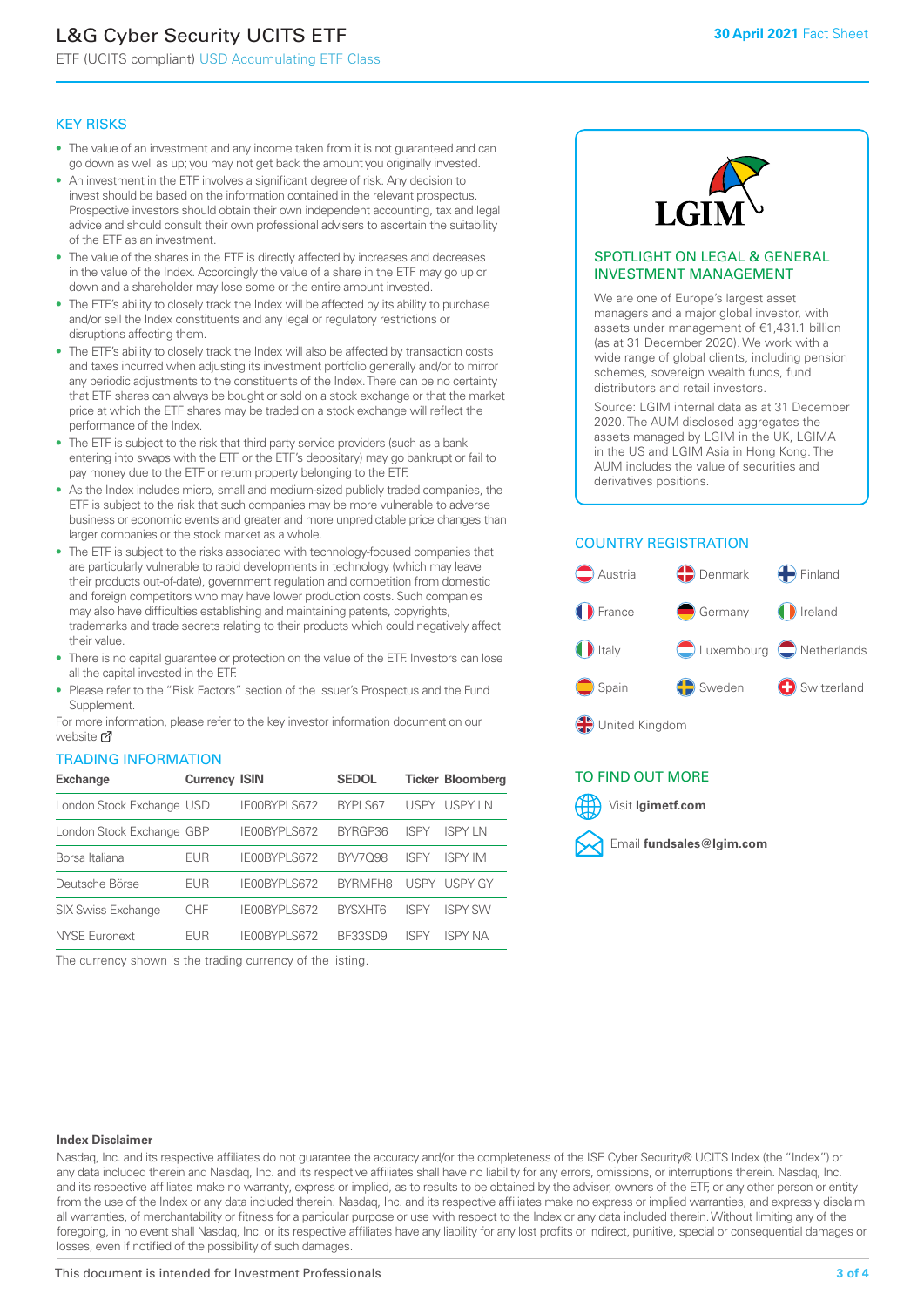# L&G Cyber Security UCITS ETF

ETF (UCITS compliant) USD Accumulating ETF Class

**30 April 2021** Fact Sheet

## KEY RISKS

- The value of an investment and any income taken from it is not guaranteed and can go down as well as up; you may not get back the amount you originally invested.
- An investment in the ETF involves a significant degree of risk. Any decision to invest should be based on the information contained in the relevant prospectus. Prospective investors should obtain their own independent accounting, tax and legal advice and should consult their own professional advisers to ascertain the suitability of the ETF as an investment.
- The value of the shares in the ETF is directly affected by increases and decreases in the value of the Index. Accordingly the value of a share in the ETF may go up or down and a shareholder may lose some or the entire amount invested.
- The ETF's ability to closely track the Index will be affected by its ability to purchase and/or sell the Index constituents and any legal or regulatory restrictions or disruptions affecting them.
- The ETF's ability to closely track the Index will also be affected by transaction costs and taxes incurred when adjusting its investment portfolio generally and/or to mirror any periodic adjustments to the constituents of the Index. There can be no certainty that ETF shares can always be bought or sold on a stock exchange or that the market price at which the ETF shares may be traded on a stock exchange will reflect the performance of the Index.
- The ETF is subject to the risk that third party service providers (such as a bank entering into swaps with the ETF or the ETF's depositary) may go bankrupt or fail to pay money due to the ETF or return property belonging to the ETF.
- As the Index includes micro, small and medium-sized publicly traded companies, the ETF is subject to the risk that such companies may be more vulnerable to adverse business or economic events and greater and more unpredictable price changes than larger companies or the stock market as a whole.
- The ETF is subject to the risks associated with technology-focused companies that are particularly vulnerable to rapid developments in technology (which may leave their products out-of-date), government regulation and competition from domestic and foreign competitors who may have lower production costs. Such companies may also have difficulties establishing and maintaining patents, copyrights, trademarks and trade secrets relating to their products which could negatively affect their value.
- There is no capital guarantee or protection on the value of the ETF. Investors can lose all the capital invested in the ETF.
- Please refer to the "Risk Factors" section of the Issuer's Prospectus and the Fund Supplement.

For more information, please refer to the key investor information document on our website

## TRADING INFORMATION

| Exchange | Currency | ISIN | SEDOL | Ticker | Bloomberg |
|---|---|---|---|---|---|
| London Stock Exchange | USD | IE00BYPLS672 | BYPLS67 | USPY | USPY LN |
| London Stock Exchange | GBP | IE00BYPLS672 | BYRGP36 | ISPY | ISPY LN |
| Borsa Italiana | EUR | IE00BYPLS672 | BYV7Q98 | ISPY | ISPY IM |
| Deutsche Börse | EUR | IE00BYPLS672 | BYRMFH8 | USPY | USPY GY |
| SIX Swiss Exchange | CHF | IE00BYPLS672 | BYSXHT6 | ISPY | ISPY SW |
| NYSE Euronext | EUR | IE00BYPLS672 | BF33SD9 | ISPY | ISPY NA |

The currency shown is the trading currency of the listing.

## SPOTLIGHT ON LEGAL & GENERAL INVESTMENT MANAGEMENT

We are one of Europe's largest asset managers and a major global investor, with assets under management of €1,431.1 billion (as at 31 December 2020). We work with a wide range of global clients, including pension schemes, sovereign wealth funds, fund distributors and retail investors.

Source: LGIM internal data as at 31 December 2020. The AUM disclosed aggregates the assets managed by LGIM in the UK, LGIMA in the US and LGIM Asia in Hong Kong. The AUM includes the value of securities and derivatives positions.

## COUNTRY REGISTRATION

Austria, Denmark, Finland, France, Germany, Ireland, Italy, Luxembourg, Netherlands, Spain, Sweden, Switzerland, United Kingdom

## TO FIND OUT MORE

Visit **lgimetf.com**

Email **fundsales@lgim.com**

**Index Disclaimer**

Nasdaq, Inc. and its respective affiliates do not guarantee the accuracy and/or the completeness of the ISE Cyber Security® UCITS Index (the "Index") or any data included therein and Nasdaq, Inc. and its respective affiliates shall have no liability for any errors, omissions, or interruptions therein. Nasdaq, Inc. and its respective affiliates make no warranty, express or implied, as to results to be obtained by the adviser, owners of the ETF, or any other person or entity from the use of the Index or any data included therein. Nasdaq, Inc. and its respective affiliates make no express or implied warranties, and expressly disclaim all warranties, of merchantability or fitness for a particular purpose or use with respect to the Index or any data included therein. Without limiting any of the foregoing, in no event shall Nasdaq, Inc. or its respective affiliates have any liability for any lost profits or indirect, punitive, special or consequential damages or losses, even if notified of the possibility of such damages.

This document is intended for Investment Professionals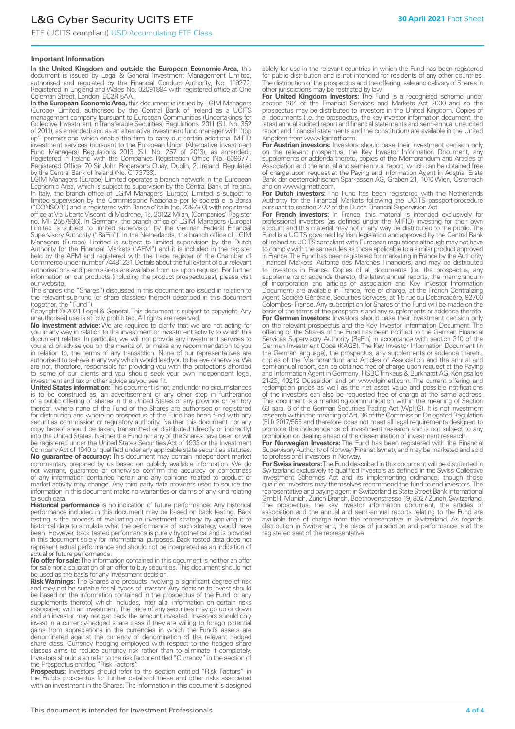### Important Information

**In the United Kingdom and outside the European Economic Area,** this document is issued by Legal & General Investment Management Limited, authorised and regulated by the Financial Conduct Authority, No. 119272. Registered in England and Wales No. 02091894 with registered office at One Coleman Street, London, EC2R 5AA.

**In the European Economic Area,** this document is issued by LGIM Managers (Europe) Limited, authorised by the Central Bank of Ireland as a UCITS management company (pursuant to European Communities (Undertakings for Collective Investment in Transferable Securities) Regulations, 2011 (S.I. No. 352 of 2011), as amended) and as an alternative investment fund manager with "top up" permissions which enable the firm to carry out certain additional MiFID investment services (pursuant to the European Union (Alternative Investment Fund Managers) Regulations 2013 (S.I. No. 257 of 2013), as amended). Registered in Ireland with the Companies Registration Office (No. 609677). Registered Office: 70 Sir John Rogerson's Quay, Dublin, 2, Ireland. Regulated by the Central Bank of Ireland (No. C173733).

LGIM Managers (Europe) Limited operates a branch network in the European Economic Area, which is subject to supervision by the Central Bank of Ireland. In Italy, the branch office of LGIM Managers (Europe) Limited is subject to limited supervision by the Commissione Nazionale per le società e la Borsa ("CONSOB") and is registered with Banca d'Italia (no. 23978.0) with registered office at Via Uberto Visconti di Modrone, 15, 20122 Milan, (Companies' Register no. MI - 2557936). In Germany, the branch office of LGIM Managers (Europe) Limited is subject to limited supervision by the German Federal Financial Supervisory Authority ("BaFin"). In the Netherlands, the branch office of LGIM Managers (Europe) Limited is subject to limited supervision by the Dutch Authority for the Financial Markets ("AFM") and it is included in the register held by the AFM and registered with the trade register of the Chamber of Commerce under number 74481231. Details about the full extent of our relevant authorisations and permissions are available from us upon request. For further information on our products (including the product prospectuses), please visit our website.

The shares (the "Shares") discussed in this document are issued in relation to the relevant sub-fund (or share class(es) thereof) described in this document (together, the "Fund").

Copyright © 2021 Legal & General. This document is subject to copyright. Any unauthorised use is strictly prohibited. All rights are reserved.

**No investment advice:** We are required to clarify that we are not acting for you in any way in relation to the investment or investment activity to which this document relates. In particular, we will not provide any investment services to you and or advise you on the merits of, or make any recommendation to you in relation to, the terms of any transaction. None of our representatives are authorised to behave in any way which would lead you to believe otherwise. We are not, therefore, responsible for providing you with the protections afforded to some of our clients and you should seek your own independent legal, investment and tax or other advice as you see fit.

**United States information:** This document is not, and under no circumstances is to be construed as, an advertisement or any other step in furtherance of a public offering of shares in the United States or any province or territory thereof, where none of the Fund or the Shares are authorised or registered for distribution and where no prospectus of the Fund has been filed with any securities commission or regulatory authority. Neither this document nor any copy hereof should be taken, transmitted or distributed (directly or indirectly) into the United States. Neither the Fund nor any of the Shares have been or will be registered under the United States Securities Act of 1933 or the Investment Company Act of 1940 or qualified under any applicable state securities statutes.

**No guarantee of accuracy:** This document may contain independent market commentary prepared by us based on publicly available information. We do not warrant, guarantee or otherwise confirm the accuracy or correctness of any information contained herein and any opinions related to product or market activity may change. Any third party data providers used to source the information in this document make no warranties or claims of any kind relating to such data.

**Historical performance** is no indication of future performance: Any historical performance included in this document may be based on back testing. Back testing is the process of evaluating an investment strategy by applying it to historical data to simulate what the performance of such strategy would have been. However, back tested performance is purely hypothetical and is provided in this document solely for informational purposes. Back tested data does not represent actual performance and should not be interpreted as an indication of actual or future performance.

**No offer for sale:** The information contained in this document is neither an offer for sale nor a solicitation of an offer to buy securities. This document should not be used as the basis for any investment decision.

**Risk Warnings:** The Shares are products involving a significant degree of risk and may not be suitable for all types of investor. Any decision to invest should be based on the information contained in the prospectus of the Fund (or any supplements thereto) which includes, inter alia, information on certain risks associated with an investment. The price of any securities may go up or down and an investor may not get back the amount invested. Investors should only invest in a currency-hedged share class if they are willing to forego potential gains from appreciations in the currencies in which the Fund's assets are denominated against the currency of denomination of the relevant hedged share class. Currency hedging employed with respect to the hedged share classes aims to reduce currency risk rather than to eliminate it completely. Investors should also refer to the risk factor entitled "Currency" in the section of the Prospectus entitled "Risk Factors".

**Prospectus:** Investors should refer to the section entitled "Risk Factors" in the Fund's prospectus for further details of these and other risks associated with an investment in the Shares. The information in this document is designed solely for use in the relevant countries in which the Fund has been registered for public distribution and is not intended for residents of any other countries. The distribution of the prospectus and the offering, sale and delivery of Shares in other jurisdictions may be restricted by law.

**For United Kingdom investors:** The Fund is a recognised scheme under section 264 of the Financial Services and Markets Act 2000 and so the prospectus may be distributed to investors in the United Kingdom. Copies of all documents (i.e. the prospectus, the key investor information document, the latest annual audited report and financial statements and semi-annual unaudited report and financial statements and the constitution) are available in the United Kingdom from www.lgimetf.com.

**For Austrian investors:** Investors should base their investment decision only on the relevant prospectus, the Key Investor Information Document, any supplements or addenda thereto, copies of the Memorandum and Articles of Association and the annual and semi-annual report, which can be obtained free of charge upon request at the Paying and Information Agent in Austria, Erste Bank der oesterreichischen Sparkassen AG, Graben 21, 1010 Wien, Österreich and on www.lgimetf.com.

**For Dutch investors:** The Fund has been registered with the Netherlands Authority for the Financial Markets following the UCITS passport-procedure pursuant to section 2:72 of the Dutch Financial Supervision Act.

**For French investors:** In France, this material is intended exclusively for professional investors (as defined under the MIFID) investing for their own account and this material may not in any way be distributed to the public. The Fund is a UCITS governed by Irish legislation and approved by the Central Bank of Ireland as UCITS compliant with European regulations although may not have to comply with the same rules as those applicable to a similar product approved in France. The Fund has been registered for marketing in France by the Authority Financial Markets (Autorité des Marchés Financiers) and may be distributed to investors in France. Copies of all documents (i.e. the prospectus, any supplements or addenda thereto, the latest annual reports, the memorandum of incorporation and articles of association and Key Investor Information Document) are available in France, free of charge, at the French Centralizing Agent, Société Générale, Securities Services, at 1-5 rue du Débarcadère, 92700 Colombes- France. Any subscription for Shares of the Fund will be made on the basis of the terms of the prospectus and any supplements or addenda thereto.

**For German investors:** Investors should base their investment decision only on the relevant prospectus and the Key Investor Information Document. The offering of the Shares of the Fund has been notified to the German Financial Services Supervisory Authority (BaFin) in accordance with section 310 of the German Investment Code (KAGB). The Key Investor Information Document (in the German language), the prospectus, any supplements or addenda thereto, copies of the Memorandum and Articles of Association and the annual and semi-annual report, can be obtained free of charge upon request at the Paying and Information Agent in Germany, HSBC Trinkaus & Burkhardt AG, Königsallee 21-23, 40212 Düsseldorf and on www.lgimetf.com. The current offering and redemption prices as well as the net asset value and possible notifications of the investors can also be requested free of charge at the same address. This document is a marketing communication within the meaning of Section 63 para. 6 of the German Securities Trading Act (WpHG). It is not investment research within the meaning of Art. 36 of the Commission Delegated Regulation (EU) 2017/565 and therefore does not meet all legal requirements designed to promote the independence of investment research and is not subject to any prohibition on dealing ahead of the dissemination of investment research.

**For Norwegian Investors:** The Fund has been registered with the Financial Supervisory Authority of Norway (Finanstilsynet), and may be marketed and sold to professional investors in Norway.

**For Swiss investors:** The Fund described in this document will be distributed in Switzerland exclusively to qualified investors as defined in the Swiss Collective Investment Schemes Act and its implementing ordinance, though those qualified investors may themselves recommend the fund to end investors. The representative and paying agent in Switzerland is State Street Bank International GmbH, Munich, Zurich Branch, Beethovenstrasse 19, 8027 Zurich, Switzerland. The prospectus, the key investor information document, the articles of association and the annual and semi-annual reports relating to the Fund are available free of charge from the representative in Switzerland. As regards distribution in Switzerland, the place of jurisdiction and performance is at the registered seat of the representative.